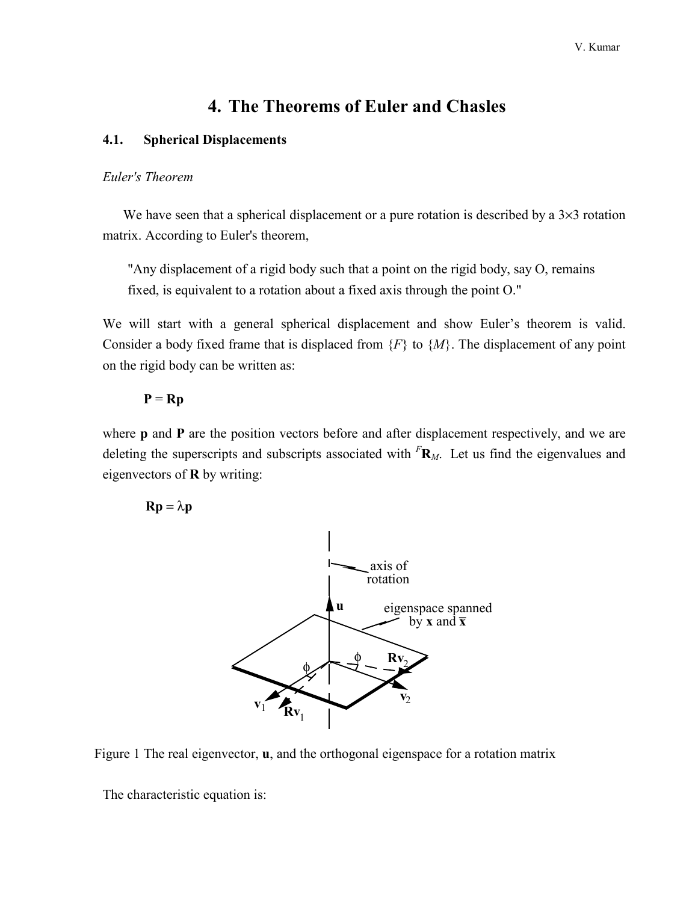# 4. The Theorems of Euler and Chasles

## 4.1. Spherical Displacements

*Euler's Theorem*

We have seen that a spherical displacement or a pure rotation is described by a 3×3 rotation matrix. According to Euler's theorem,

> "Any displacement of a rigid body such that a point on the rigid body, say O, remains fixed, is equivalent to a rotation about a fixed axis through the point O."

We will start with a general spherical displacement and show Euler's theorem is valid. Consider a body fixed frame that is displaced from $\{F\}$ to $\{M\}$. The displacement of any point on the rigid body can be written as:

$$\mathbf{P} = \mathbf{R}\mathbf{p}$$

where $\mathbf{p}$ and $\mathbf{P}$ are the position vectors before and after displacement respectively, and we are deleting the superscripts and subscripts associated with ${}^{F}\mathbf{R}_{M}$. Let us find the eigenvalues and eigenvectors of $\mathbf{R}$ by writing:

$$\mathbf{R}\mathbf{p} = \lambda\mathbf{p}$$

Figure 1 The real eigenvector, $\mathbf{u}$, and the orthogonal eigenspace for a rotation matrix

The characteristic equation is: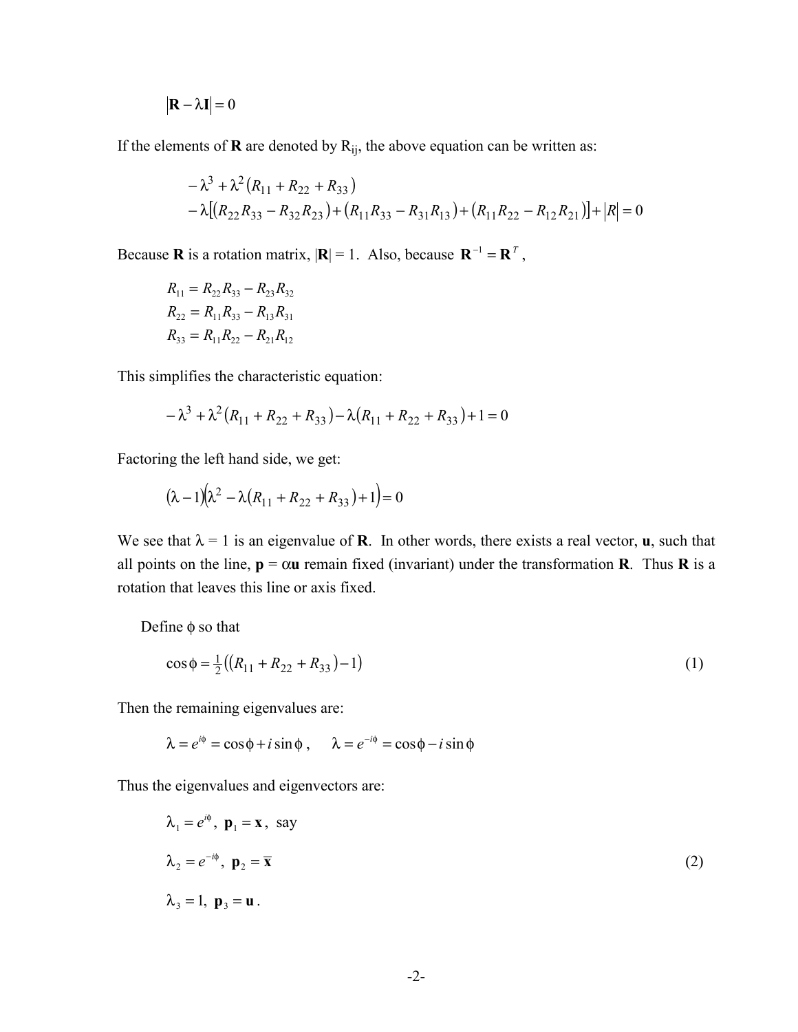$$|\mathbf{R} - \lambda \mathbf{I}| = 0$$

If the elements of **R** are denoted by $R_{ij}$, the above equation can be written as:

$$\begin{aligned}
&-\lambda^3 + \lambda^2 (R_{11} + R_{22} + R_{33}) \\
&-\lambda[(R_{22}R_{33} - R_{32}R_{23}) + (R_{11}R_{33} - R_{31}R_{13}) + (R_{11}R_{22} - R_{12}R_{21})] + |R| = 0
\end{aligned}$$

Because **R** is a rotation matrix, $|\mathbf{R}| = 1$. Also, because $\mathbf{R}^{-1} = \mathbf{R}^T$,

$$\begin{aligned}
R_{11} &= R_{22}R_{33} - R_{23}R_{32} \\
R_{22} &= R_{11}R_{33} - R_{13}R_{31} \\
R_{33} &= R_{11}R_{22} - R_{21}R_{12}
\end{aligned}$$

This simplifies the characteristic equation:

$$-\lambda^3 + \lambda^2 (R_{11} + R_{22} + R_{33}) - \lambda (R_{11} + R_{22} + R_{33}) + 1 = 0$$

Factoring the left hand side, we get:

$$(\lambda - 1)(\lambda^2 - \lambda (R_{11} + R_{22} + R_{33}) + 1) = 0$$

We see that $\lambda = 1$ is an eigenvalue of **R**. In other words, there exists a real vector, **u**, such that all points on the line, $\mathbf{p} = \alpha \mathbf{u}$ remain fixed (invariant) under the transformation **R**. Thus **R** is a rotation that leaves this line or axis fixed.

Define $\phi$ so that

$$\cos\phi = \tfrac{1}{2}\left((R_{11} + R_{22} + R_{33}) - 1\right) \tag{1}$$

Then the remaining eigenvalues are:

$$\lambda = e^{i\phi} = \cos\phi + i \sin\phi, \quad \lambda = e^{-i\phi} = \cos\phi - i \sin\phi$$

Thus the eigenvalues and eigenvectors are:

$$\begin{aligned}
&\lambda_1 = e^{i\phi}, \ \mathbf{p}_1 = \mathbf{x}, \ \text{say} \\
&\lambda_2 = e^{-i\phi}, \ \mathbf{p}_2 = \overline{\mathbf{x}} \\
&\lambda_3 = 1, \ \mathbf{p}_3 = \mathbf{u}.
\end{aligned} \tag{2}$$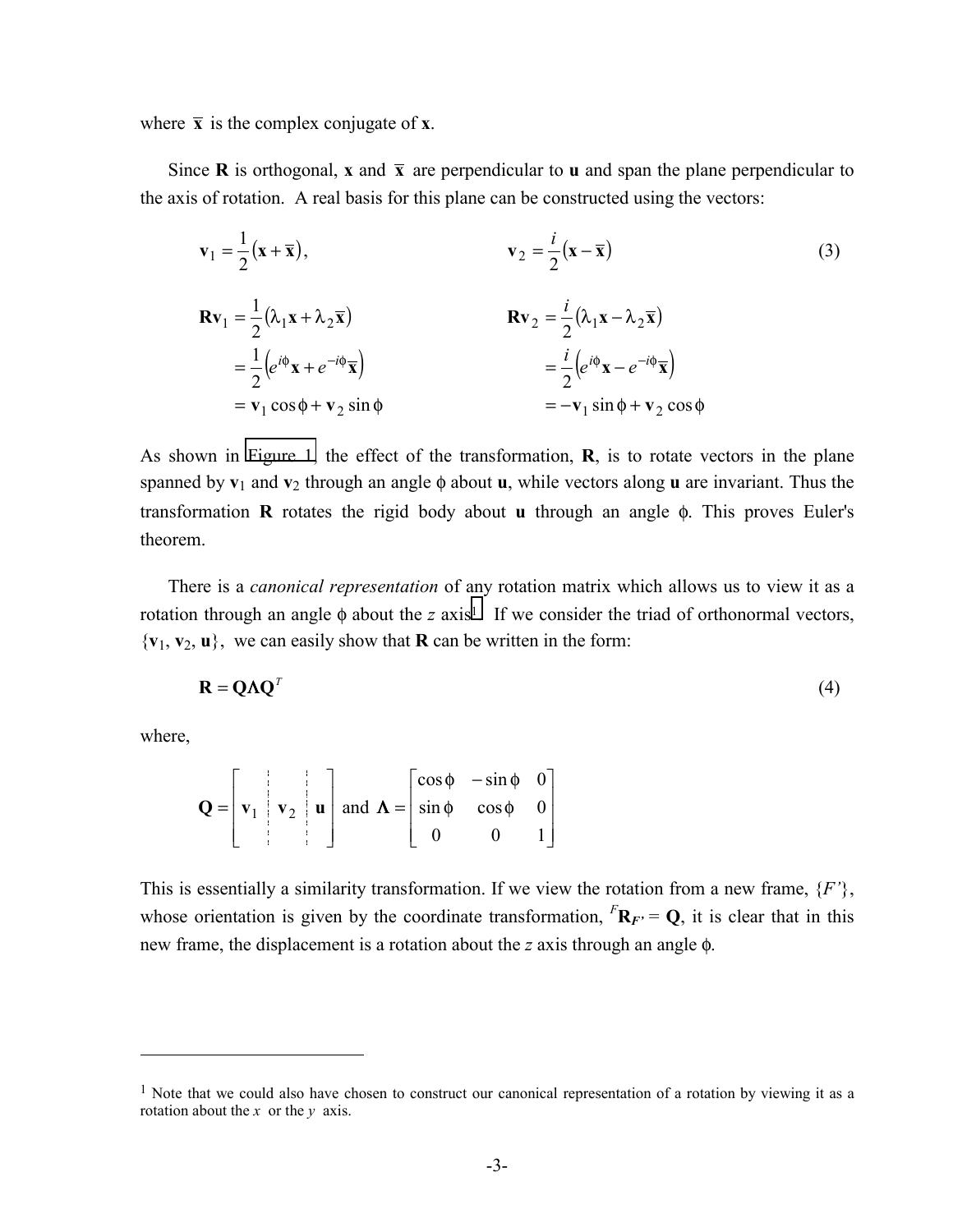where $\bar{\mathbf{x}}$ is the complex conjugate of $\mathbf{x}$.

Since $\mathbf{R}$ is orthogonal, $\mathbf{x}$ and $\bar{\mathbf{x}}$ are perpendicular to $\mathbf{u}$ and span the plane perpendicular to the axis of rotation. A real basis for this plane can be constructed using the vectors:

$$
\mathbf{v}_1 = \frac{1}{2}\left(\mathbf{x} + \bar{\mathbf{x}}\right), \qquad \mathbf{v}_2 = \frac{i}{2}\left(\mathbf{x} - \bar{\mathbf{x}}\right) \tag{3}
$$

$$
\begin{aligned}
\mathbf{R}\mathbf{v}_1 &= \frac{1}{2}\left(\lambda_1 \mathbf{x} + \lambda_2 \bar{\mathbf{x}}\right) & \qquad \mathbf{R}\mathbf{v}_2 &= \frac{i}{2}\left(\lambda_1 \mathbf{x} - \lambda_2 \bar{\mathbf{x}}\right) \\
&= \frac{1}{2}\left(e^{i\phi}\mathbf{x} + e^{-i\phi}\bar{\mathbf{x}}\right) & &= \frac{i}{2}\left(e^{i\phi}\mathbf{x} - e^{-i\phi}\bar{\mathbf{x}}\right) \\
&= \mathbf{v}_1 \cos\phi + \mathbf{v}_2 \sin\phi & &= -\mathbf{v}_1 \sin\phi + \mathbf{v}_2 \cos\phi
\end{aligned}
$$

As shown in Figure 1, the effect of the transformation, $\mathbf{R}$, is to rotate vectors in the plane spanned by $\mathbf{v}_1$ and $\mathbf{v}_2$ through an angle $\phi$ about $\mathbf{u}$, while vectors along $\mathbf{u}$ are invariant. Thus the transformation $\mathbf{R}$ rotates the rigid body about $\mathbf{u}$ through an angle $\phi$. This proves Euler's theorem.

There is a *canonical representation* of any rotation matrix which allows us to view it as a rotation through an angle $\phi$ about the $z$ axis[1]. If we consider the triad of orthonormal vectors, $\{\mathbf{v}_1, \mathbf{v}_2, \mathbf{u}\}$, we can easily show that $\mathbf{R}$ can be written in the form:

$$
\mathbf{R} = \mathbf{Q}\boldsymbol{\Lambda}\mathbf{Q}^T \tag{4}
$$

where,

$$
\mathbf{Q} = \begin{bmatrix} \mathbf{v}_1 & \mathbf{v}_2 & \mathbf{u} \end{bmatrix} \text{ and } \boldsymbol{\Lambda} = \begin{bmatrix} \cos\phi & -\sin\phi & 0 \\ \sin\phi & \cos\phi & 0 \\ 0 & 0 & 1 \end{bmatrix}
$$

This is essentially a similarity transformation. If we view the rotation from a new frame, $\{F'\}$, whose orientation is given by the coordinate transformation, ${}^{F}\mathbf{R}_{F'} = \mathbf{Q}$, it is clear that in this new frame, the displacement is a rotation about the $z$ axis through an angle $\phi$.

[1] Note that we could also have chosen to construct our canonical representation of a rotation by viewing it as a rotation about the $x$ or the $y$ axis.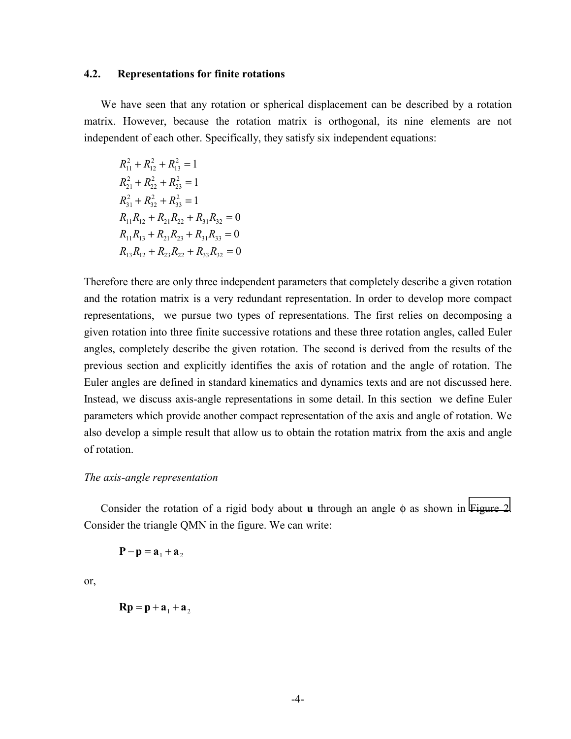### 4.2. Representations for finite rotations

We have seen that any rotation or spherical displacement can be described by a rotation matrix. However, because the rotation matrix is orthogonal, its nine elements are not independent of each other. Specifically, they satisfy six independent equations:

$$
\begin{aligned}
&R_{11}^2 + R_{12}^2 + R_{13}^2 = 1 \\
&R_{21}^2 + R_{22}^2 + R_{23}^2 = 1 \\
&R_{31}^2 + R_{32}^2 + R_{33}^2 = 1 \\
&R_{11}R_{12} + R_{21}R_{22} + R_{31}R_{32} = 0 \\
&R_{11}R_{13} + R_{21}R_{23} + R_{31}R_{33} = 0 \\
&R_{13}R_{12} + R_{23}R_{22} + R_{33}R_{32} = 0
\end{aligned}
$$

Therefore there are only three independent parameters that completely describe a given rotation and the rotation matrix is a very redundant representation. In order to develop more compact representations, we pursue two types of representations. The first relies on decomposing a given rotation into three finite successive rotations and these three rotation angles, called Euler angles, completely describe the given rotation. The second is derived from the results of the previous section and explicitly identifies the axis of rotation and the angle of rotation. The Euler angles are defined in standard kinematics and dynamics texts and are not discussed here. Instead, we discuss axis-angle representations in some detail. In this section we define Euler parameters which provide another compact representation of the axis and angle of rotation. We also develop a simple result that allow us to obtain the rotation matrix from the axis and angle of rotation.

*The axis-angle representation*

Consider the rotation of a rigid body about **u** through an angle $\phi$ as shown in Figure 2. Consider the triangle QMN in the figure. We can write:

$$
\mathbf{P} - \mathbf{p} = \mathbf{a}_1 + \mathbf{a}_2
$$

or,

$$
\mathbf{Rp} = \mathbf{p} + \mathbf{a}_1 + \mathbf{a}_2
$$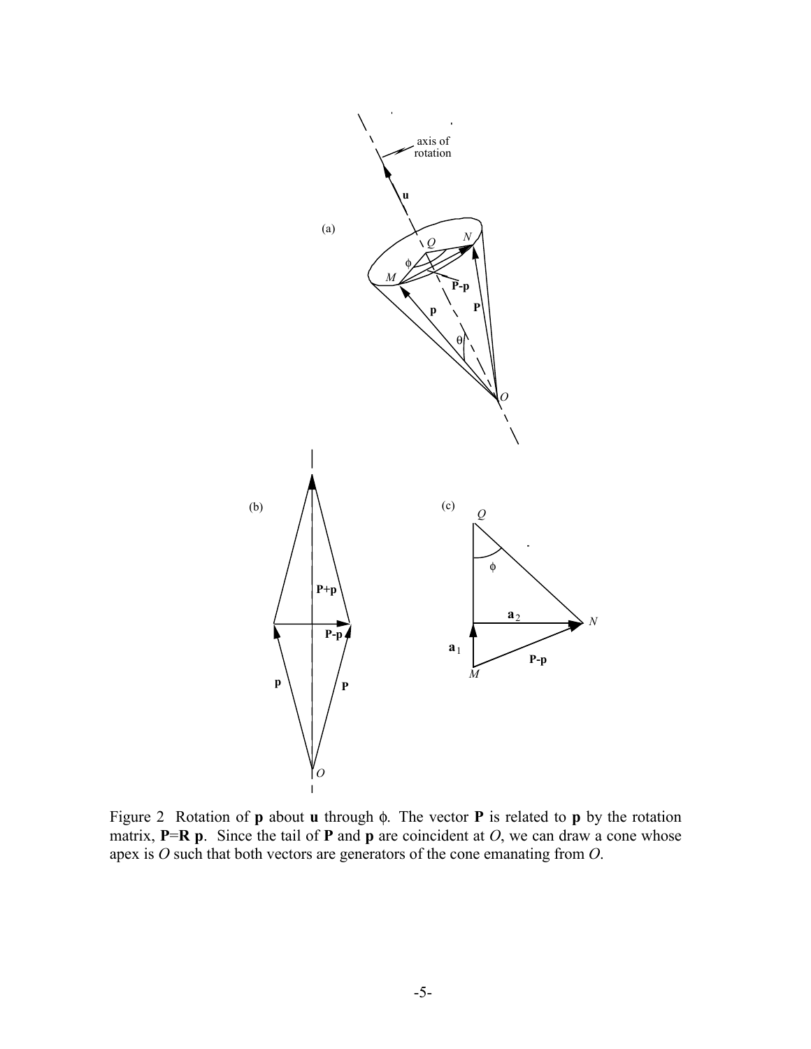Figure 2 Rotation of $\mathbf{p}$ about $\mathbf{u}$ through $\phi$. The vector $\mathbf{P}$ is related to $\mathbf{p}$ by the rotation matrix, $\mathbf{P}=\mathbf{R}\,\mathbf{p}$. Since the tail of $\mathbf{P}$ and $\mathbf{p}$ are coincident at $O$, we can draw a cone whose apex is $O$ such that both vectors are generators of the cone emanating from $O$.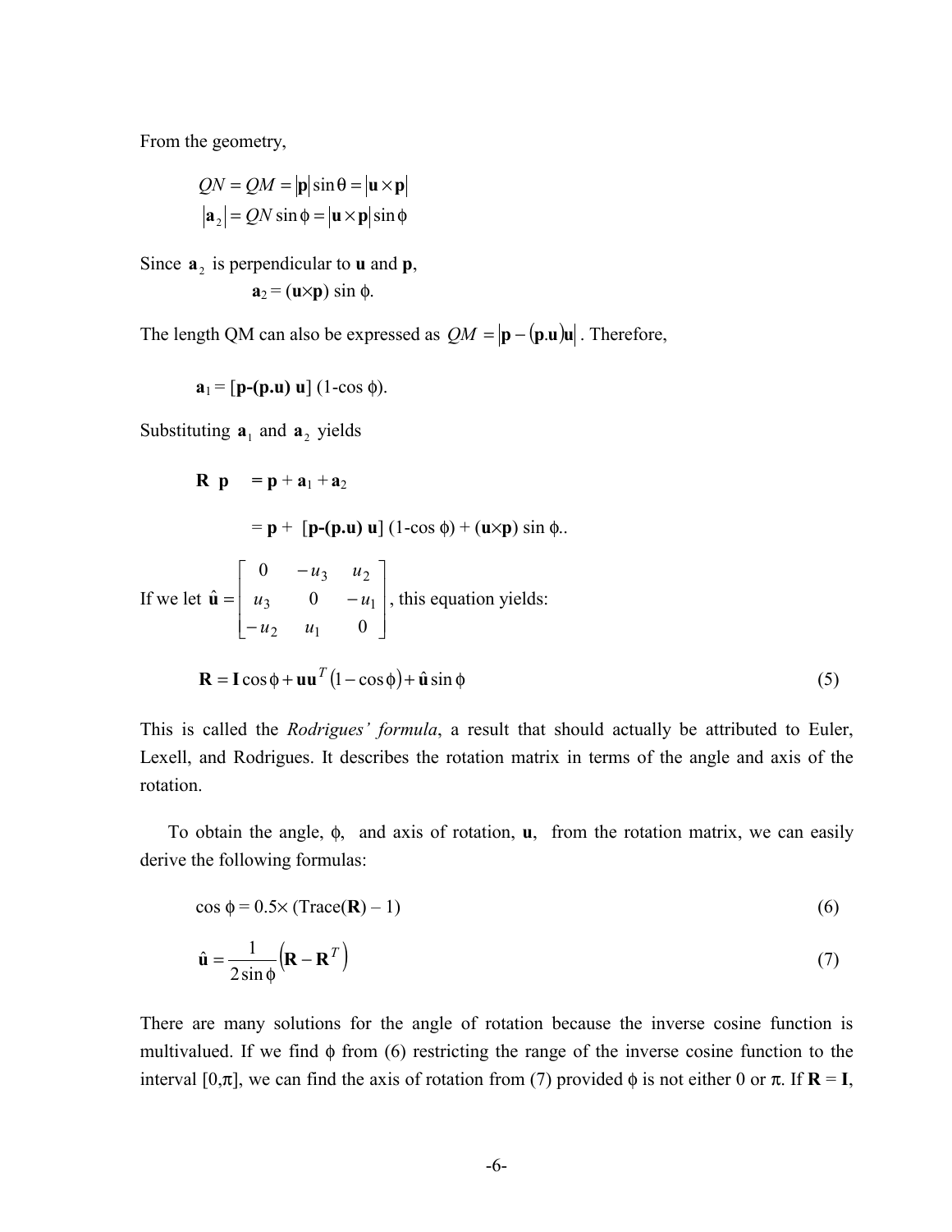From the geometry,

$$QN = QM = |\mathbf{p}|\sin\theta = |\mathbf{u}\times\mathbf{p}|$$
$$|\mathbf{a}_2| = QN\sin\phi = |\mathbf{u}\times\mathbf{p}|\sin\phi$$

Since $\mathbf{a}_2$ is perpendicular to $\mathbf{u}$ and $\mathbf{p}$,

$$\mathbf{a}_2 = (\mathbf{u}\times\mathbf{p})\sin\phi.$$

The length QM can also be expressed as $QM = |\mathbf{p} - (\mathbf{p}.\mathbf{u})\mathbf{u}|$. Therefore,

$$\mathbf{a}_1 = [\mathbf{p}\text{-}(\mathbf{p}.\mathbf{u})\,\mathbf{u}]\,(1\text{-}\cos\phi).$$

Substituting $\mathbf{a}_1$ and $\mathbf{a}_2$ yields

$$\begin{aligned}\mathbf{R}\;\mathbf{p} &= \mathbf{p} + \mathbf{a}_1 + \mathbf{a}_2 \\ &= \mathbf{p} + [\mathbf{p}\text{-}(\mathbf{p}.\mathbf{u})\,\mathbf{u}]\,(1\text{-}\cos\phi) + (\mathbf{u}\times\mathbf{p})\sin\phi..\end{aligned}$$

If we let $\hat{\mathbf{u}} = \begin{bmatrix} 0 & -u_3 & u_2 \\ u_3 & 0 & -u_1 \\ -u_2 & u_1 & 0 \end{bmatrix}$, this equation yields:

$$\mathbf{R} = \mathbf{I}\cos\phi + \mathbf{u}\mathbf{u}^T(1-\cos\phi) + \hat{\mathbf{u}}\sin\phi \tag{5}$$

This is called the *Rodrigues' formula*, a result that should actually be attributed to Euler, Lexell, and Rodrigues. It describes the rotation matrix in terms of the angle and axis of the rotation.

To obtain the angle, $\phi$, and axis of rotation, $\mathbf{u}$, from the rotation matrix, we can easily derive the following formulas:

$$\cos\phi = 0.5\times(\text{Trace}(\mathbf{R}) - 1) \tag{6}$$

$$\hat{\mathbf{u}} = \frac{1}{2\sin\phi}\left(\mathbf{R} - \mathbf{R}^T\right) \tag{7}$$

There are many solutions for the angle of rotation because the inverse cosine function is multivalued. If we find $\phi$ from (6) restricting the range of the inverse cosine function to the interval $[0,\pi]$, we can find the axis of rotation from (7) provided $\phi$ is not either 0 or $\pi$. If $\mathbf{R} = \mathbf{I}$,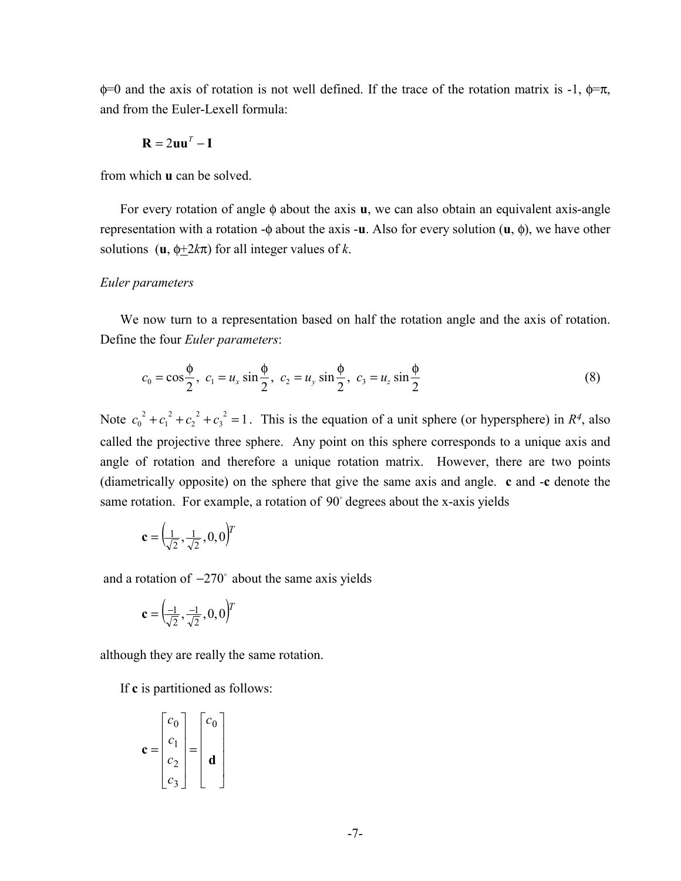$\phi$=0 and the axis of rotation is not well defined. If the trace of the rotation matrix is -1, $\phi=\pi$, and from the Euler-Lexell formula:

$$\mathbf{R} = 2\mathbf{u}\mathbf{u}^T - \mathbf{I}$$

from which **u** can be solved.

For every rotation of angle $\phi$ about the axis **u**, we can also obtain an equivalent axis-angle representation with a rotation -$\phi$ about the axis -**u**. Also for every solution (**u**, $\phi$), we have other solutions (**u**, $\phi \pm 2k\pi$) for all integer values of $k$.

*Euler parameters*

We now turn to a representation based on half the rotation angle and the axis of rotation. Define the four *Euler parameters*:

$$c_0 = \cos\frac{\phi}{2},\ c_1 = u_x \sin\frac{\phi}{2},\ c_2 = u_y \sin\frac{\phi}{2},\ c_3 = u_z \sin\frac{\phi}{2} \tag{8}$$

Note $c_0^{\ 2} + c_1^{\ 2} + c_2^{\ 2} + c_3^{\ 2} = 1$. This is the equation of a unit sphere (or hypersphere) in $R^4$, also called the projective three sphere. Any point on this sphere corresponds to a unique axis and angle of rotation and therefore a unique rotation matrix. However, there are two points (diametrically opposite) on the sphere that give the same axis and angle. **c** and -**c** denote the same rotation. For example, a rotation of $90^\circ$ degrees about the x-axis yields

$$\mathbf{c} = \left(\tfrac{1}{\sqrt{2}}, \tfrac{1}{\sqrt{2}}, 0, 0\right)^T$$

and a rotation of $-270^\circ$ about the same axis yields

$$\mathbf{c} = \left(\tfrac{-1}{\sqrt{2}}, \tfrac{-1}{\sqrt{2}}, 0, 0\right)^T$$

although they are really the same rotation.

If **c** is partitioned as follows:

$$\mathbf{c} = \begin{bmatrix} c_0 \\ c_1 \\ c_2 \\ c_3 \end{bmatrix} = \begin{bmatrix} c_0 \\ \\ \mathbf{d} \\ \\ \end{bmatrix}$$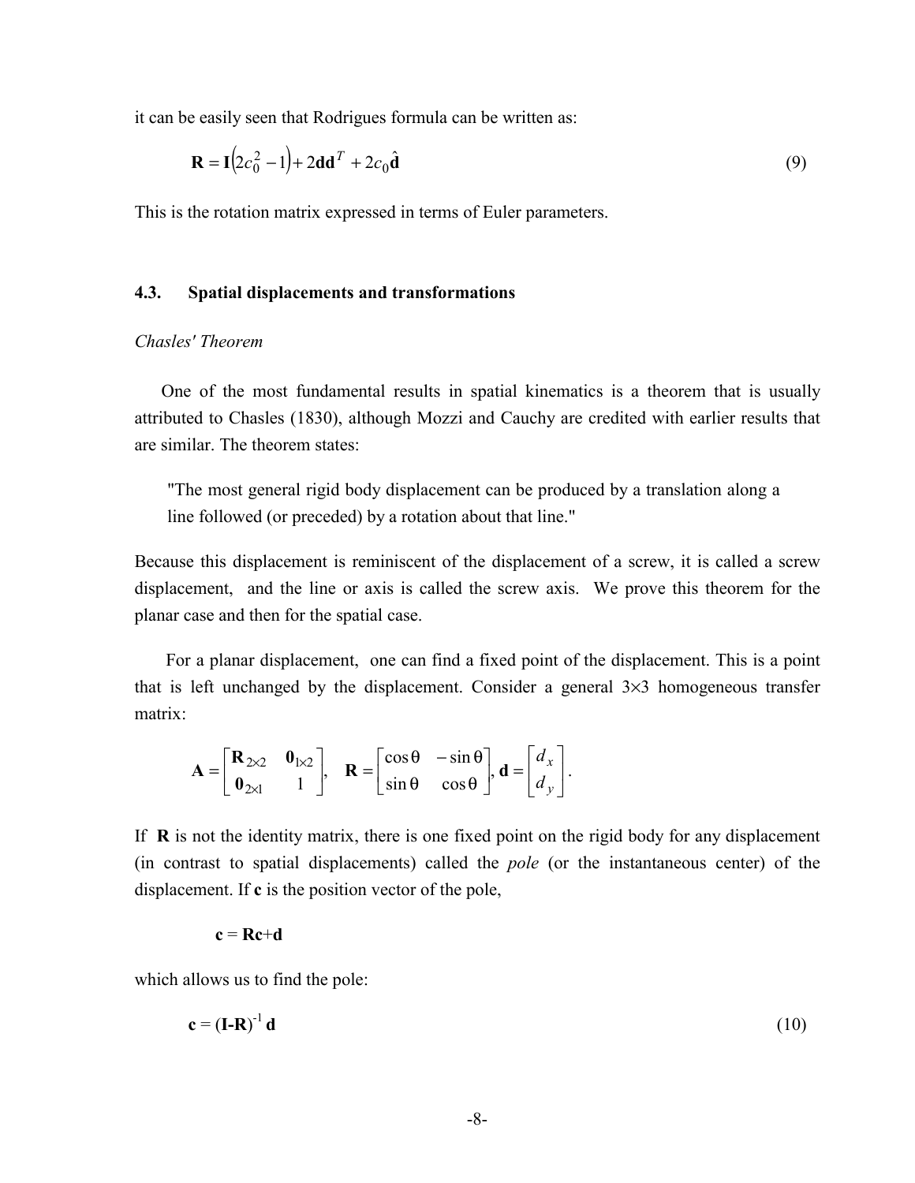it can be easily seen that Rodrigues formula can be written as:

$$\mathbf{R} = \mathbf{I}\left(2c_0^2 - 1\right) + 2\mathbf{d}\mathbf{d}^T + 2c_0\hat{\mathbf{d}} \tag{9}$$

This is the rotation matrix expressed in terms of Euler parameters.

### 4.3. Spatial displacements and transformations

*Chasles' Theorem*

One of the most fundamental results in spatial kinematics is a theorem that is usually attributed to Chasles (1830), although Mozzi and Cauchy are credited with earlier results that are similar. The theorem states:

> "The most general rigid body displacement can be produced by a translation along a line followed (or preceded) by a rotation about that line."

Because this displacement is reminiscent of the displacement of a screw, it is called a screw displacement, and the line or axis is called the screw axis. We prove this theorem for the planar case and then for the spatial case.

For a planar displacement, one can find a fixed point of the displacement. This is a point that is left unchanged by the displacement. Consider a general 3×3 homogeneous transfer matrix:

$$\mathbf{A} = \begin{bmatrix} \mathbf{R}_{2\times 2} & \mathbf{0}_{1\times 2} \\ \mathbf{0}_{2\times 1} & 1 \end{bmatrix}, \quad \mathbf{R} = \begin{bmatrix} \cos\theta & -\sin\theta \\ \sin\theta & \cos\theta \end{bmatrix}, \mathbf{d} = \begin{bmatrix} d_x \\ d_y \end{bmatrix}.$$

If $\mathbf{R}$ is not the identity matrix, there is one fixed point on the rigid body for any displacement (in contrast to spatial displacements) called the *pole* (or the instantaneous center) of the displacement. If $\mathbf{c}$ is the position vector of the pole,

$$\mathbf{c} = \mathbf{Rc} + \mathbf{d}$$

which allows us to find the pole:

$$\mathbf{c} = (\mathbf{I} - \mathbf{R})^{-1}\,\mathbf{d} \tag{10}$$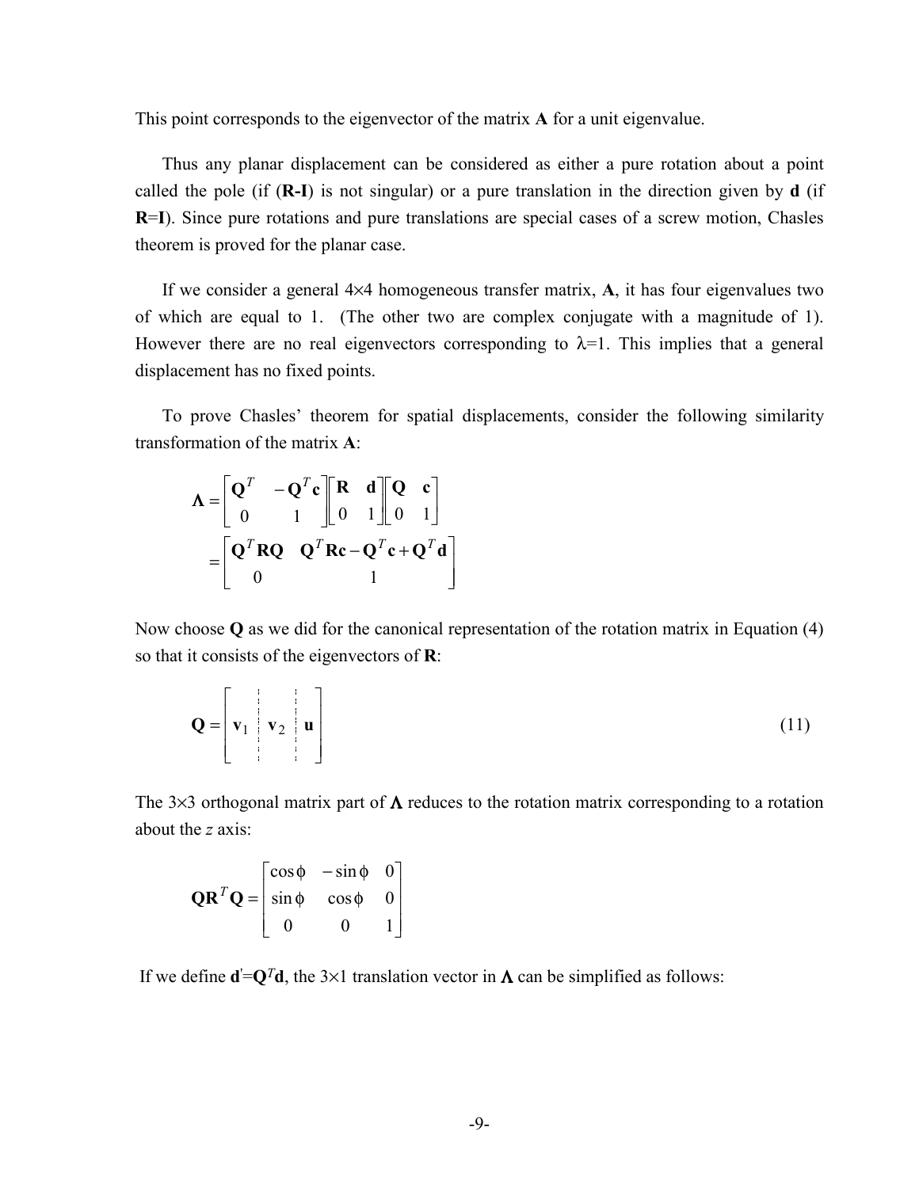This point corresponds to the eigenvector of the matrix **A** for a unit eigenvalue.

Thus any planar displacement can be considered as either a pure rotation about a point called the pole (if (**R-I**) is not singular) or a pure translation in the direction given by **d** (if **R**=**I**). Since pure rotations and pure translations are special cases of a screw motion, Chasles theorem is proved for the planar case.

If we consider a general 4×4 homogeneous transfer matrix, **A**, it has four eigenvalues two of which are equal to 1. (The other two are complex conjugate with a magnitude of 1). However there are no real eigenvectors corresponding to $\lambda$=1. This implies that a general displacement has no fixed points.

To prove Chasles' theorem for spatial displacements, consider the following similarity transformation of the matrix **A**:

$$
\begin{aligned}
\mathbf{\Lambda} &= \begin{bmatrix} \mathbf{Q}^T & -\mathbf{Q}^T\mathbf{c} \\ 0 & 1 \end{bmatrix} \begin{bmatrix} \mathbf{R} & \mathbf{d} \\ 0 & 1 \end{bmatrix} \begin{bmatrix} \mathbf{Q} & \mathbf{c} \\ 0 & 1 \end{bmatrix} \\
&= \begin{bmatrix} \mathbf{Q}^T\mathbf{R}\mathbf{Q} & \mathbf{Q}^T\mathbf{R}\mathbf{c} - \mathbf{Q}^T\mathbf{c} + \mathbf{Q}^T\mathbf{d} \\ 0 & 1 \end{bmatrix}
\end{aligned}
$$

Now choose **Q** as we did for the canonical representation of the rotation matrix in Equation (4) so that it consists of the eigenvectors of **R**:

$$
\mathbf{Q} = \begin{bmatrix} \mathbf{v}_1 & \vdots & \mathbf{v}_2 & \vdots & \mathbf{u} \end{bmatrix} \tag{11}
$$

The 3×3 orthogonal matrix part of $\mathbf{\Lambda}$ reduces to the rotation matrix corresponding to a rotation about the *z* axis:

$$
\mathbf{Q}\mathbf{R}^T\mathbf{Q} = \begin{bmatrix} \cos\phi & -\sin\phi & 0 \\ \sin\phi & \cos\phi & 0 \\ 0 & 0 & 1 \end{bmatrix}
$$

If we define $\mathbf{d}' = \mathbf{Q}^T\mathbf{d}$, the 3×1 translation vector in $\mathbf{\Lambda}$ can be simplified as follows: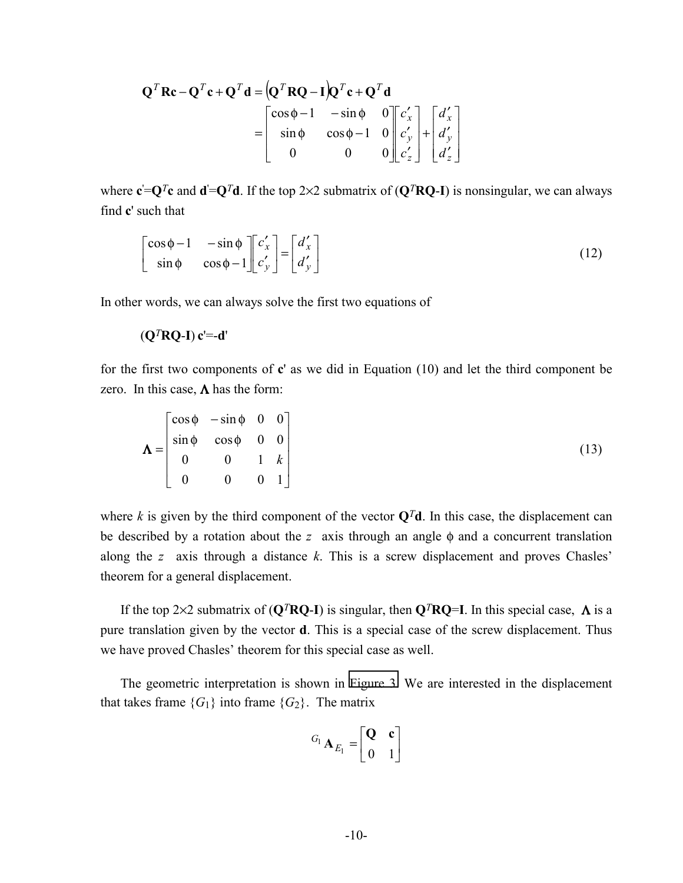$$
\begin{aligned}
\mathbf{Q}^T\mathbf{R}\mathbf{c} - \mathbf{Q}^T\mathbf{c} + \mathbf{Q}^T\mathbf{d} &= \left(\mathbf{Q}^T\mathbf{R}\mathbf{Q} - \mathbf{I}\right)\mathbf{Q}^T\mathbf{c} + \mathbf{Q}^T\mathbf{d} \\
&= \begin{bmatrix} \cos\phi - 1 & -\sin\phi & 0 \\ \sin\phi & \cos\phi - 1 & 0 \\ 0 & 0 & 0 \end{bmatrix} \begin{bmatrix} c'_x \\ c'_y \\ c'_z \end{bmatrix} + \begin{bmatrix} d'_x \\ d'_y \\ d'_z \end{bmatrix}
\end{aligned}
$$

where $\mathbf{c}'=\mathbf{Q}^T\mathbf{c}$ and $\mathbf{d}'=\mathbf{Q}^T\mathbf{d}$. If the top 2×2 submatrix of ($\mathbf{Q}^T\mathbf{R}\mathbf{Q}$-$\mathbf{I}$) is nonsingular, we can always find $\mathbf{c}'$ such that

$$
\begin{bmatrix} \cos\phi - 1 & -\sin\phi \\ \sin\phi & \cos\phi - 1 \end{bmatrix} \begin{bmatrix} c'_x \\ c'_y \end{bmatrix} = \begin{bmatrix} d'_x \\ d'_y \end{bmatrix} \tag{12}
$$

In other words, we can always solve the first two equations of

$$(\mathbf{Q}^T\mathbf{R}\mathbf{Q}\text{-}\mathbf{I})\,\mathbf{c}'=\text{-}\mathbf{d}'$$

for the first two components of $\mathbf{c}'$ as we did in Equation (10) and let the third component be zero. In this case, $\mathbf{\Lambda}$ has the form:

$$
\mathbf{\Lambda} = \begin{bmatrix} \cos\phi & -\sin\phi & 0 & 0 \\ \sin\phi & \cos\phi & 0 & 0 \\ 0 & 0 & 1 & k \\ 0 & 0 & 0 & 1 \end{bmatrix} \tag{13}
$$

where $k$ is given by the third component of the vector $\mathbf{Q}^T\mathbf{d}$. In this case, the displacement can be described by a rotation about the $z$ axis through an angle $\phi$ and a concurrent translation along the $z$ axis through a distance $k$. This is a screw displacement and proves Chasles' theorem for a general displacement.

If the top 2×2 submatrix of ($\mathbf{Q}^T\mathbf{R}\mathbf{Q}$-$\mathbf{I}$) is singular, then $\mathbf{Q}^T\mathbf{R}\mathbf{Q}=\mathbf{I}$. In this special case, $\mathbf{\Lambda}$ is a pure translation given by the vector $\mathbf{d}$. This is a special case of the screw displacement. Thus we have proved Chasles' theorem for this special case as well.

The geometric interpretation is shown in Figure 3. We are interested in the displacement that takes frame $\{G_1\}$ into frame $\{G_2\}$. The matrix

$$
{}^{G_1}\mathbf{A}_{E_1} = \begin{bmatrix} \mathbf{Q} & \mathbf{c} \\ 0 & 1 \end{bmatrix}
$$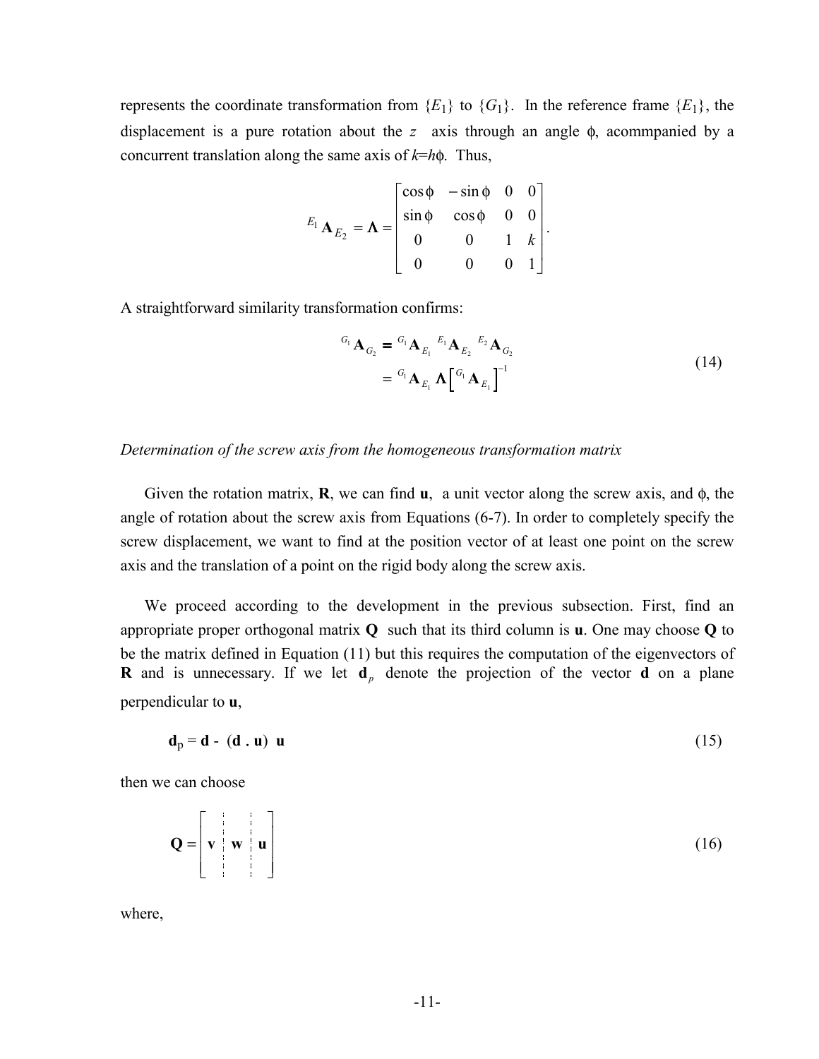represents the coordinate transformation from $\{E_1\}$ to $\{G_1\}$. In the reference frame $\{E_1\}$, the displacement is a pure rotation about the $z$ axis through an angle $\phi$, acommpanied by a concurrent translation along the same axis of $k = h\phi$. Thus,

$$
{}^{E_1}\mathbf{A}_{E_2} = \mathbf{\Lambda} = \begin{bmatrix} \cos\phi & -\sin\phi & 0 & 0 \\ \sin\phi & \cos\phi & 0 & 0 \\ 0 & 0 & 1 & k \\ 0 & 0 & 0 & 1 \end{bmatrix}.
$$

A straightforward similarity transformation confirms:

$$
\begin{aligned}
{}^{G_1}\mathbf{A}_{G_2} &= {}^{G_1}\mathbf{A}_{E_1}\, {}^{E_1}\mathbf{A}_{E_2}\, {}^{E_2}\mathbf{A}_{G_2} \\
&= {}^{G_1}\mathbf{A}_{E_1}\, \mathbf{\Lambda} \left[ {}^{G_1}\mathbf{A}_{E_1} \right]^{-1}
\end{aligned} \tag{14}
$$

*Determination of the screw axis from the homogeneous transformation matrix*

Given the rotation matrix, $\mathbf{R}$, we can find $\mathbf{u}$, a unit vector along the screw axis, and $\phi$, the angle of rotation about the screw axis from Equations (6-7). In order to completely specify the screw displacement, we want to find at the position vector of at least one point on the screw axis and the translation of a point on the rigid body along the screw axis.

We proceed according to the development in the previous subsection. First, find an appropriate proper orthogonal matrix $\mathbf{Q}$ such that its third column is $\mathbf{u}$. One may choose $\mathbf{Q}$ to be the matrix defined in Equation (11) but this requires the computation of the eigenvectors of $\mathbf{R}$ and is unnecessary. If we let $\mathbf{d}_p$ denote the projection of the vector $\mathbf{d}$ on a plane perpendicular to $\mathbf{u}$,

$$
\mathbf{d}_p = \mathbf{d} - (\mathbf{d} \cdot \mathbf{u})\ \mathbf{u} \tag{15}
$$

then we can choose

$$
\mathbf{Q} = \left[ \begin{array}{c:c:c} \mathbf{v} & \mathbf{w} & \mathbf{u} \end{array} \right] \tag{16}
$$

where,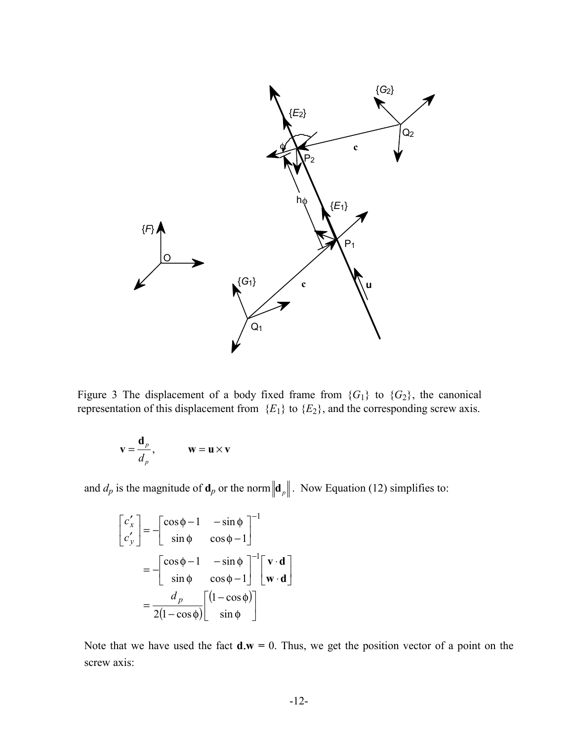Figure 3 The displacement of a body fixed frame from $\{G_1\}$ to $\{G_2\}$, the canonical representation of this displacement from $\{E_1\}$ to $\{E_2\}$, and the corresponding screw axis.

$$\mathbf{v} = \frac{\mathbf{d}_p}{d_p}, \qquad \mathbf{w} = \mathbf{u} \times \mathbf{v}$$

and $d_p$ is the magnitude of $\mathbf{d}_p$ or the norm $\left\|\mathbf{d}_p\right\|$. Now Equation (12) simplifies to:

$$\begin{aligned}
\begin{bmatrix} c'_x \\ c'_y \end{bmatrix} &= -\begin{bmatrix} \cos\phi - 1 & -\sin\phi \\ \sin\phi & \cos\phi - 1 \end{bmatrix}^{-1} \\
&= -\begin{bmatrix} \cos\phi - 1 & -\sin\phi \\ \sin\phi & \cos\phi - 1 \end{bmatrix}^{-1} \begin{bmatrix} \mathbf{v} \cdot \mathbf{d} \\ \mathbf{w} \cdot \mathbf{d} \end{bmatrix} \\
&= \frac{d_p}{2(1-\cos\phi)} \begin{bmatrix} (1-\cos\phi) \\ \sin\phi \end{bmatrix}
\end{aligned}$$

Note that we have used the fact $\mathbf{d}.\mathbf{w} = 0$. Thus, we get the position vector of a point on the screw axis: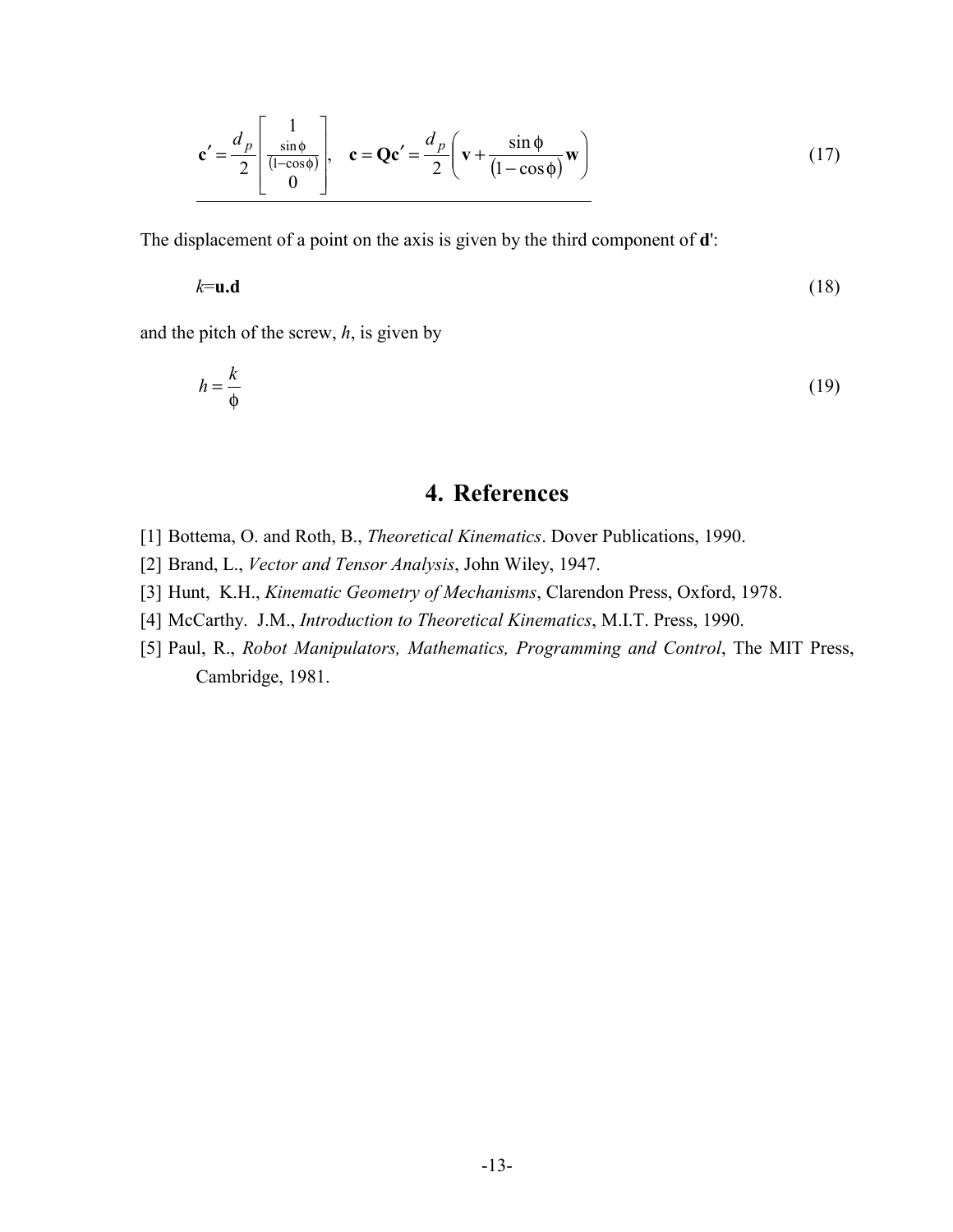$$\mathbf{c}' = \frac{d_p}{2}\begin{bmatrix} 1 \\ \frac{\sin\phi}{(1-\cos\phi)} \\ 0 \end{bmatrix}, \quad \mathbf{c} = \mathbf{Q}\mathbf{c}' = \frac{d_p}{2}\left(\mathbf{v} + \frac{\sin\phi}{(1-\cos\phi)}\mathbf{w}\right) \tag{17}$$

The displacement of a point on the axis is given by the third component of **d**':

$$k = \mathbf{u}.\mathbf{d} \tag{18}$$

and the pitch of the screw, $h$, is given by

$$h = \frac{k}{\phi} \tag{19}$$

# 4. References

[1] Bottema, O. and Roth, B., *Theoretical Kinematics*. Dover Publications, 1990.

[2] Brand, L., *Vector and Tensor Analysis*, John Wiley, 1947.

[3] Hunt, K.H., *Kinematic Geometry of Mechanisms*, Clarendon Press, Oxford, 1978.

[4] McCarthy. J.M., *Introduction to Theoretical Kinematics*, M.I.T. Press, 1990.

[5] Paul, R., *Robot Manipulators, Mathematics, Programming and Control*, The MIT Press, Cambridge, 1981.